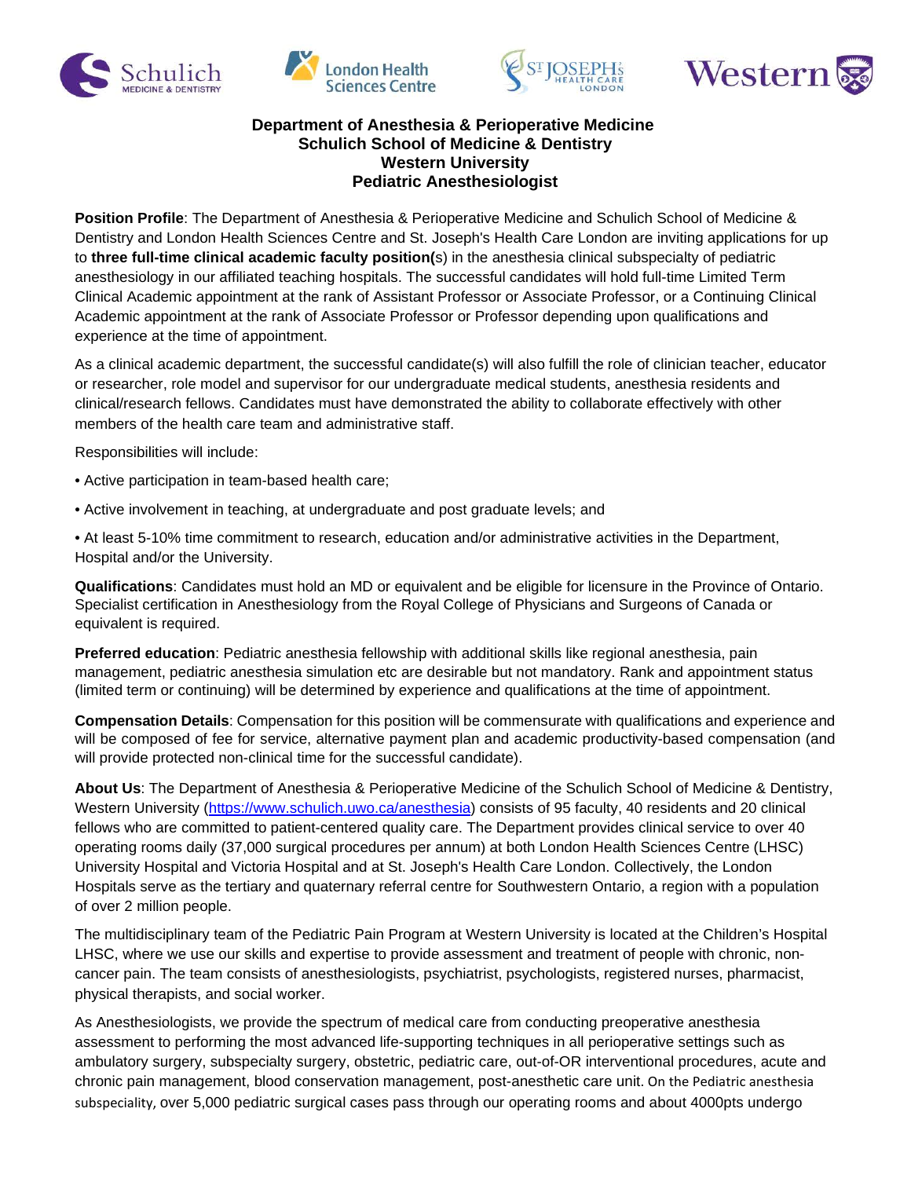# Department of Anesthesia & Perioperative Medicine
## Schulich School of Medicine & Dentistry
## Western University
## Pediatric Anesthesiologist

**Position Profile**: The Department of Anesthesia & Perioperative Medicine and Schulich School of Medicine & Dentistry and London Health Sciences Centre and St. Joseph's Health Care London are inviting applications for up to **three full-time clinical academic faculty position(**s) in the anesthesia clinical subspecialty of pediatric anesthesiology in our affiliated teaching hospitals. The successful candidates will hold full-time Limited Term Clinical Academic appointment at the rank of Assistant Professor or Associate Professor, or a Continuing Clinical Academic appointment at the rank of Associate Professor or Professor depending upon qualifications and experience at the time of appointment.

As a clinical academic department, the successful candidate(s) will also fulfill the role of clinician teacher, educator or researcher, role model and supervisor for our undergraduate medical students, anesthesia residents and clinical/research fellows. Candidates must have demonstrated the ability to collaborate effectively with other members of the health care team and administrative staff.

Responsibilities will include:

- Active participation in team-based health care;
- Active involvement in teaching, at undergraduate and post graduate levels; and
- At least 5-10% time commitment to research, education and/or administrative activities in the Department, Hospital and/or the University.

**Qualifications**: Candidates must hold an MD or equivalent and be eligible for licensure in the Province of Ontario. Specialist certification in Anesthesiology from the Royal College of Physicians and Surgeons of Canada or equivalent is required.

**Preferred education**: Pediatric anesthesia fellowship with additional skills like regional anesthesia, pain management, pediatric anesthesia simulation etc are desirable but not mandatory. Rank and appointment status (limited term or continuing) will be determined by experience and qualifications at the time of appointment.

**Compensation Details**: Compensation for this position will be commensurate with qualifications and experience and will be composed of fee for service, alternative payment plan and academic productivity-based compensation (and will provide protected non-clinical time for the successful candidate).

**About Us**: The Department of Anesthesia & Perioperative Medicine of the Schulich School of Medicine & Dentistry, Western University (https://www.schulich.uwo.ca/anesthesia) consists of 95 faculty, 40 residents and 20 clinical fellows who are committed to patient-centered quality care. The Department provides clinical service to over 40 operating rooms daily (37,000 surgical procedures per annum) at both London Health Sciences Centre (LHSC) University Hospital and Victoria Hospital and at St. Joseph's Health Care London. Collectively, the London Hospitals serve as the tertiary and quaternary referral centre for Southwestern Ontario, a region with a population of over 2 million people.

The multidisciplinary team of the Pediatric Pain Program at Western University is located at the Children's Hospital LHSC, where we use our skills and expertise to provide assessment and treatment of people with chronic, non-cancer pain. The team consists of anesthesiologists, psychiatrist, psychologists, registered nurses, pharmacist, physical therapists, and social worker.

As Anesthesiologists, we provide the spectrum of medical care from conducting preoperative anesthesia assessment to performing the most advanced life-supporting techniques in all perioperative settings such as ambulatory surgery, subspecialty surgery, obstetric, pediatric care, out-of-OR interventional procedures, acute and chronic pain management, blood conservation management, post-anesthetic care unit. On the Pediatric anesthesia subspeciality, over 5,000 pediatric surgical cases pass through our operating rooms and about 4000pts undergo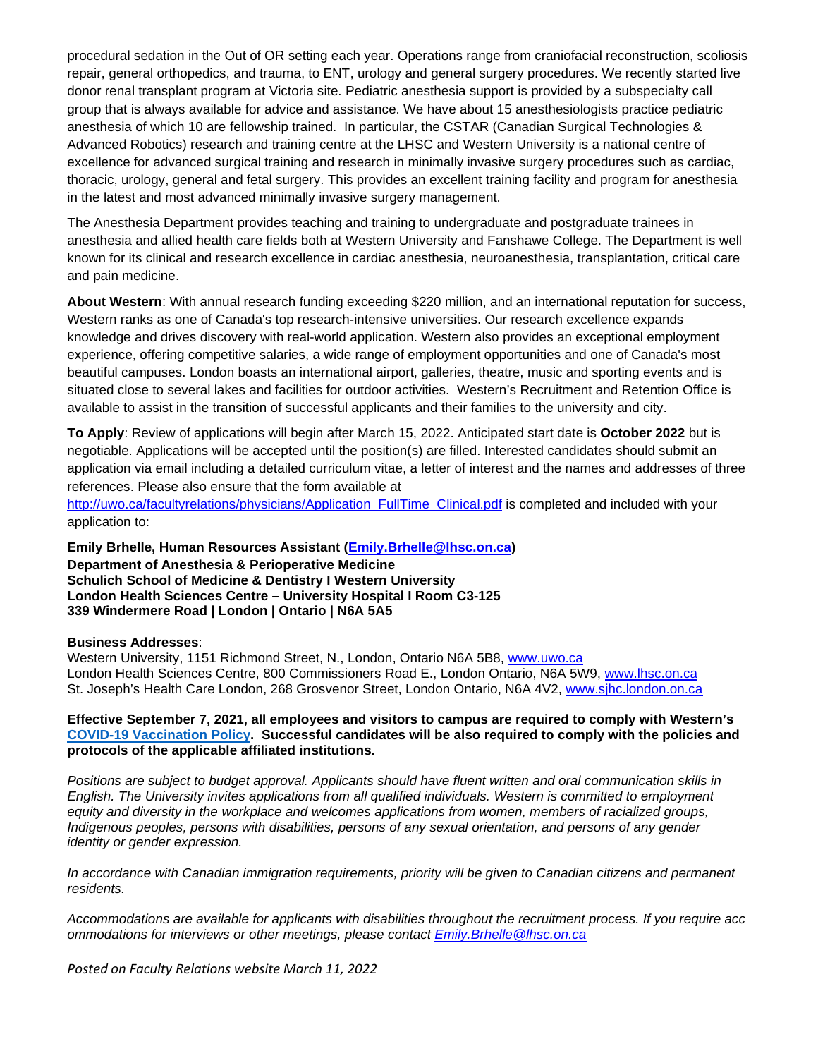procedural sedation in the Out of OR setting each year. Operations range from craniofacial reconstruction, scoliosis repair, general orthopedics, and trauma, to ENT, urology and general surgery procedures. We recently started live donor renal transplant program at Victoria site. Pediatric anesthesia support is provided by a subspecialty call group that is always available for advice and assistance. We have about 15 anesthesiologists practice pediatric anesthesia of which 10 are fellowship trained. In particular, the CSTAR (Canadian Surgical Technologies & Advanced Robotics) research and training centre at the LHSC and Western University is a national centre of excellence for advanced surgical training and research in minimally invasive surgery procedures such as cardiac, thoracic, urology, general and fetal surgery. This provides an excellent training facility and program for anesthesia in the latest and most advanced minimally invasive surgery management.

The Anesthesia Department provides teaching and training to undergraduate and postgraduate trainees in anesthesia and allied health care fields both at Western University and Fanshawe College. The Department is well known for its clinical and research excellence in cardiac anesthesia, neuroanesthesia, transplantation, critical care and pain medicine.

**About Western**: With annual research funding exceeding $220 million, and an international reputation for success, Western ranks as one of Canada's top research-intensive universities. Our research excellence expands knowledge and drives discovery with real-world application. Western also provides an exceptional employment experience, offering competitive salaries, a wide range of employment opportunities and one of Canada's most beautiful campuses. London boasts an international airport, galleries, theatre, music and sporting events and is situated close to several lakes and facilities for outdoor activities. Western's Recruitment and Retention Office is available to assist in the transition of successful applicants and their families to the university and city.

**To Apply**: Review of applications will begin after March 15, 2022. Anticipated start date is **October 2022** but is negotiable. Applications will be accepted until the position(s) are filled. Interested candidates should submit an application via email including a detailed curriculum vitae, a letter of interest and the names and addresses of three references. Please also ensure that the form available at http://uwo.ca/facultyrelations/physicians/Application_FullTime_Clinical.pdf is completed and included with your application to:

**Emily Brhelle, Human Resources Assistant (Emily.Brhelle@lhsc.on.ca)**
**Department of Anesthesia & Perioperative Medicine**
**Schulich School of Medicine & Dentistry I Western University**
**London Health Sciences Centre – University Hospital I Room C3-125**
**339 Windermere Road | London | Ontario | N6A 5A5**

**Business Addresses**:
Western University, 1151 Richmond Street, N., London, Ontario N6A 5B8, www.uwo.ca
London Health Sciences Centre, 800 Commissioners Road E., London Ontario, N6A 5W9, www.lhsc.on.ca
St. Joseph's Health Care London, 268 Grosvenor Street, London Ontario, N6A 4V2, www.sjhc.london.on.ca

**Effective September 7, 2021, all employees and visitors to campus are required to comply with Western's COVID-19 Vaccination Policy. Successful candidates will be also required to comply with the policies and protocols of the applicable affiliated institutions.**

*Positions are subject to budget approval. Applicants should have fluent written and oral communication skills in English. The University invites applications from all qualified individuals. Western is committed to employment equity and diversity in the workplace and welcomes applications from women, members of racialized groups, Indigenous peoples, persons with disabilities, persons of any sexual orientation, and persons of any gender identity or gender expression.*

*In accordance with Canadian immigration requirements, priority will be given to Canadian citizens and permanent residents.*

*Accommodations are available for applicants with disabilities throughout the recruitment process. If you require acc ommodations for interviews or other meetings, please contact Emily.Brhelle@lhsc.on.ca*

*Posted on Faculty Relations website March 11, 2022*